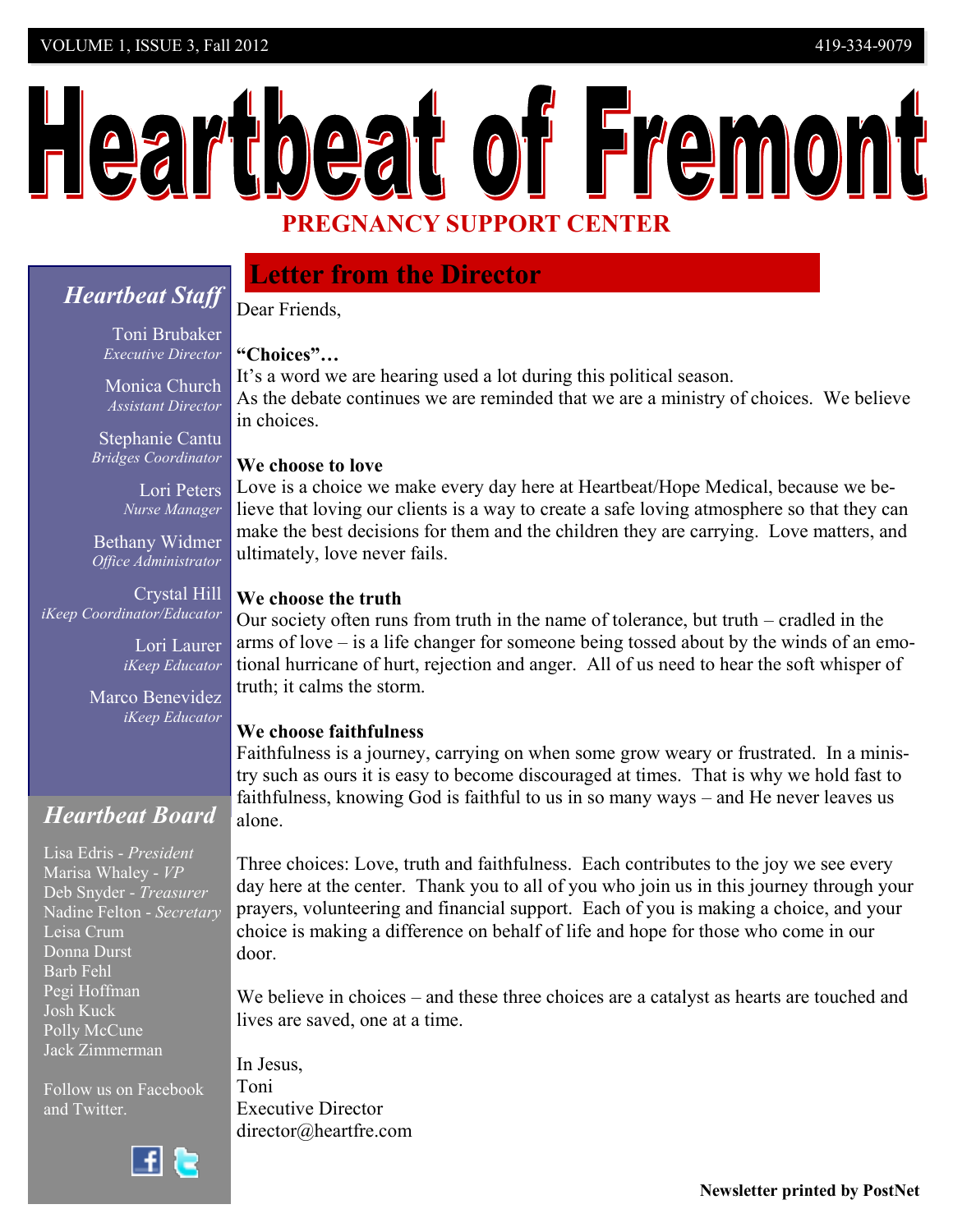# Heartbeat of Fremont

## PREGNANCY SUPPORT CENTER

## Letter from the Director

Dear Friends,

**"Choices"…**
It's a word we are hearing used a lot during this political season.
As the debate continues we are reminded that we are a ministry of choices. We believe in choices.

**We choose to love**
Love is a choice we make every day here at Heartbeat/Hope Medical, because we believe that loving our clients is a way to create a safe loving atmosphere so that they can make the best decisions for them and the children they are carrying. Love matters, and ultimately, love never fails.

**We choose the truth**
Our society often runs from truth in the name of tolerance, but truth – cradled in the arms of love – is a life changer for someone being tossed about by the winds of an emotional hurricane of hurt, rejection and anger. All of us need to hear the soft whisper of truth; it calms the storm.

**We choose faithfulness**
Faithfulness is a journey, carrying on when some grow weary or frustrated. In a ministry such as ours it is easy to become discouraged at times. That is why we hold fast to faithfulness, knowing God is faithful to us in so many ways – and He never leaves us alone.

Three choices: Love, truth and faithfulness. Each contributes to the joy we see every day here at the center. Thank you to all of you who join us in this journey through your prayers, volunteering and financial support. Each of you is making a choice, and your choice is making a difference on behalf of life and hope for those who come in our door.

We believe in choices – and these three choices are a catalyst as hearts are touched and lives are saved, one at a time.

In Jesus,
Toni
Executive Director
director@heartfre.com

### *Heartbeat Staff*

Toni Brubaker
*Executive Director*

Monica Church
*Assistant Director*

Stephanie Cantu
*Bridges Coordinator*

Lori Peters
*Nurse Manager*

Bethany Widmer
*Office Administrator*

Crystal Hill
*iKeep Coordinator/Educator*

Lori Laurer
*iKeep Educator*

Marco Benevidez
*iKeep Educator*

### *Heartbeat Board*

Lisa Edris - *President*
Marisa Whaley - *VP*
Deb Snyder - *Treasurer*
Nadine Felton - *Secretary*
Leisa Crum
Donna Durst
Barb Fehl
Pegi Hoffman
Josh Kuck
Polly McCune
Jack Zimmerman

Follow us on Facebook and Twitter.

**Newsletter printed by PostNet**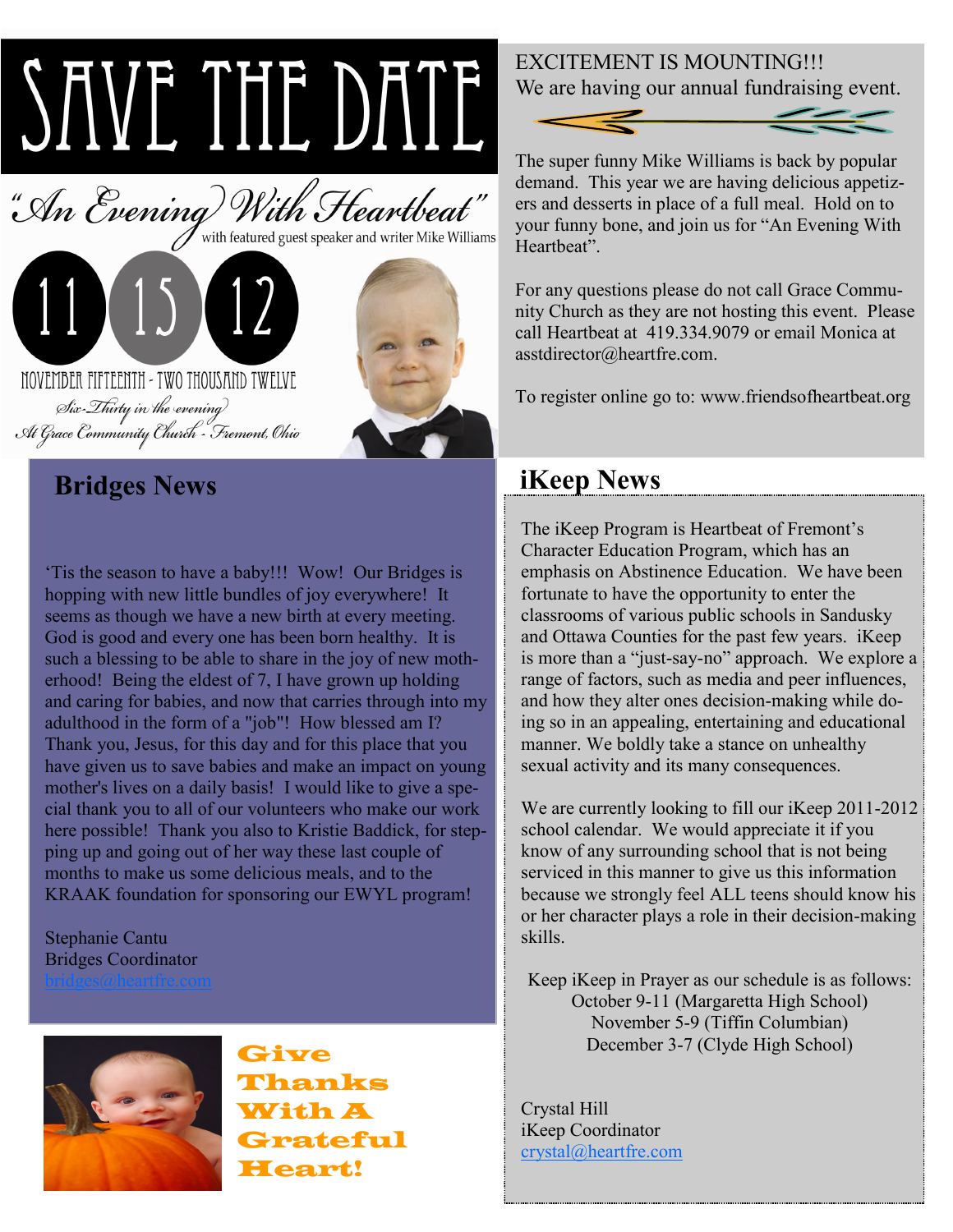# SAVE THE DATE

*"An Evening With Heartbeat"*

with featured guest speaker and writer Mike Williams

11 15 12

NOVEMBER FIFTEENTH - TWO THOUSAND TWELVE

*Six-Thirty in the evening*

*At Grace Community Church - Fremont, Ohio*

EXCITEMENT IS MOUNTING!!!
We are having our annual fundraising event.

The super funny Mike Williams is back by popular demand. This year we are having delicious appetizers and desserts in place of a full meal. Hold on to your funny bone, and join us for "An Evening With Heartbeat".

For any questions please do not call Grace Community Church as they are not hosting this event. Please call Heartbeat at 419.334.9079 or email Monica at asstdirector@heartfre.com.

To register online go to: www.friendsofheartbeat.org

## Bridges News

'Tis the season to have a baby!!! Wow! Our Bridges is hopping with new little bundles of joy everywhere! It seems as though we have a new birth at every meeting. God is good and every one has been born healthy. It is such a blessing to be able to share in the joy of new motherhood! Being the eldest of 7, I have grown up holding and caring for babies, and now that carries through into my adulthood in the form of a "job"! How blessed am I? Thank you, Jesus, for this day and for this place that you have given us to save babies and make an impact on young mother's lives on a daily basis! I would like to give a special thank you to all of our volunteers who make our work here possible! Thank you also to Kristie Baddick, for stepping up and going out of her way these last couple of months to make us some delicious meals, and to the KRAAK foundation for sponsoring our EWYL program!

Stephanie Cantu
Bridges Coordinator
bridges@heartfre.com

**Give Thanks With A Grateful Heart!**

## iKeep News

The iKeep Program is Heartbeat of Fremont's Character Education Program, which has an emphasis on Abstinence Education. We have been fortunate to have the opportunity to enter the classrooms of various public schools in Sandusky and Ottawa Counties for the past few years. iKeep is more than a "just-say-no" approach. We explore a range of factors, such as media and peer influences, and how they alter ones decision-making while doing so in an appealing, entertaining and educational manner. We boldly take a stance on unhealthy sexual activity and its many consequences.

We are currently looking to fill our iKeep 2011-2012 school calendar. We would appreciate it if you know of any surrounding school that is not being serviced in this manner to give us this information because we strongly feel ALL teens should know his or her character plays a role in their decision-making skills.

Keep iKeep in Prayer as our schedule is as follows:
October 9-11 (Margaretta High School)
November 5-9 (Tiffin Columbian)
December 3-7 (Clyde High School)

Crystal Hill
iKeep Coordinator
crystal@heartfre.com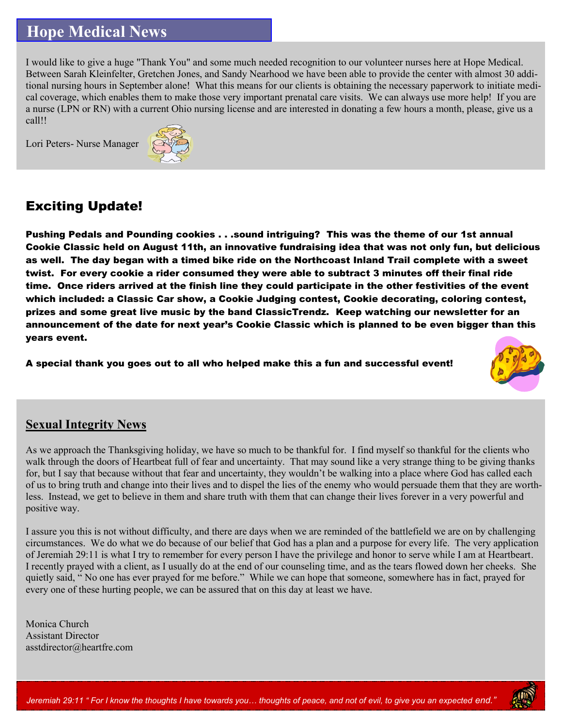## Hope Medical News

I would like to give a huge "Thank You" and some much needed recognition to our volunteer nurses here at Hope Medical. Between Sarah Kleinfelter, Gretchen Jones, and Sandy Nearhood we have been able to provide the center with almost 30 additional nursing hours in September alone! What this means for our clients is obtaining the necessary paperwork to initiate medical coverage, which enables them to make those very important prenatal care visits. We can always use more help! If you are a nurse (LPN or RN) with a current Ohio nursing license and are interested in donating a few hours a month, please, give us a call!!

Lori Peters- Nurse Manager

## Exciting Update!

**Pushing Pedals and Pounding cookies . . .sound intriguing? This was the theme of our 1st annual Cookie Classic held on August 11th, an innovative fundraising idea that was not only fun, but delicious as well. The day began with a timed bike ride on the Northcoast Inland Trail complete with a sweet twist. For every cookie a rider consumed they were able to subtract 3 minutes off their final ride time. Once riders arrived at the finish line they could participate in the other festivities of the event which included: a Classic Car show, a Cookie Judging contest, Cookie decorating, coloring contest, prizes and some great live music by the band ClassicTrendz. Keep watching our newsletter for an announcement of the date for next year's Cookie Classic which is planned to be even bigger than this years event.**

**A special thank you goes out to all who helped make this a fun and successful event!**

## Sexual Integrity News

As we approach the Thanksgiving holiday, we have so much to be thankful for. I find myself so thankful for the clients who walk through the doors of Heartbeat full of fear and uncertainty. That may sound like a very strange thing to be giving thanks for, but I say that because without that fear and uncertainty, they wouldn't be walking into a place where God has called each of us to bring truth and change into their lives and to dispel the lies of the enemy who would persuade them that they are worthless. Instead, we get to believe in them and share truth with them that can change their lives forever in a very powerful and positive way.

I assure you this is not without difficulty, and there are days when we are reminded of the battlefield we are on by challenging circumstances. We do what we do because of our belief that God has a plan and a purpose for every life. The very application of Jeremiah 29:11 is what I try to remember for every person I have the privilege and honor to serve while I am at Heartbeart. I recently prayed with a client, as I usually do at the end of our counseling time, and as the tears flowed down her cheeks. She quietly said, " No one has ever prayed for me before." While we can hope that someone, somewhere has in fact, prayed for every one of these hurting people, we can be assured that on this day at least we have.

Monica Church
Assistant Director
asstdirector@heartfre.com

*Jeremiah 29:11 " For I know the thoughts I have towards you… thoughts of peace, and not of evil, to give you an expected end."*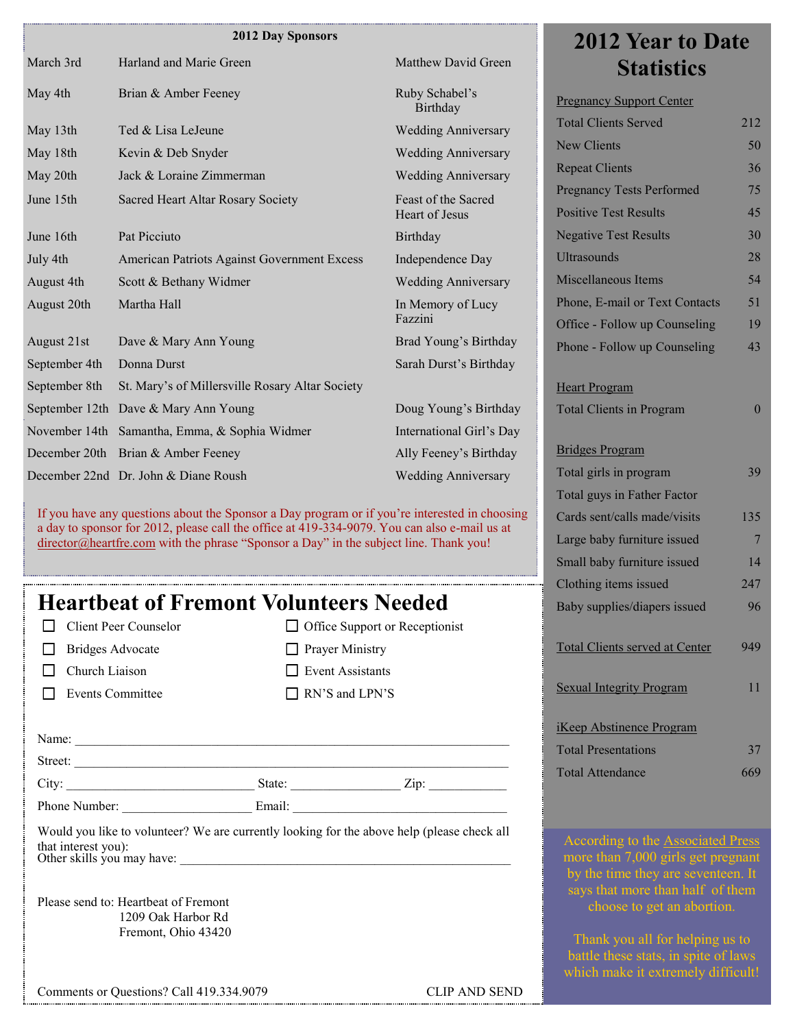## 2012 Day Sponsors

| Date | Sponsor | Occasion |
|---|---|---|
| March 3rd | Harland and Marie Green | Matthew David Green |
| May 4th | Brian & Amber Feeney | Ruby Schabel's Birthday |
| May 13th | Ted & Lisa LeJeune | Wedding Anniversary |
| May 18th | Kevin & Deb Snyder | Wedding Anniversary |
| May 20th | Jack & Loraine Zimmerman | Wedding Anniversary |
| June 15th | Sacred Heart Altar Rosary Society | Feast of the Sacred Heart of Jesus |
| June 16th | Pat Picciuto | Birthday |
| July 4th | American Patriots Against Government Excess | Independence Day |
| August 4th | Scott & Bethany Widmer | Wedding Anniversary |
| August 20th | Martha Hall | In Memory of Lucy Fazzini |
| August 21st | Dave & Mary Ann Young | Brad Young's Birthday |
| September 4th | Donna Durst | Sarah Durst's Birthday |
| September 8th | St. Mary's of Millersville Rosary Altar Society | |
| September 12th | Dave & Mary Ann Young | Doug Young's Birthday |
| November 14th | Samantha, Emma, & Sophia Widmer | International Girl's Day |
| December 20th | Brian & Amber Feeney | Ally Feeney's Birthday |
| December 22nd | Dr. John & Diane Roush | Wedding Anniversary |

If you have any questions about the Sponsor a Day program or if you're interested in choosing a day to sponsor for 2012, please call the office at 419-334-9079. You can also e-mail us at director@heartfre.com with the phrase "Sponsor a Day" in the subject line. Thank you!

# Heartbeat of Fremont Volunteers Needed

- ☐ Client Peer Counselor
- ☐ Bridges Advocate
- ☐ Church Liaison
- ☐ Events Committee
- ☐ Office Support or Receptionist
- ☐ Prayer Ministry
- ☐ Event Assistants
- ☐ RN'S and LPN'S

Name: ______________________________________________

Street: ______________________________________________

City: ____________________ State: ______________ Zip: __________

Phone Number: ________________ Email: ______________________

Would you like to volunteer? We are currently looking for the above help (please check all that interest you):

Other skills you may have: ______________________________________

Please send to: Heartbeat of Fremont
1209 Oak Harbor Rd
Fremont, Ohio 43420

Comments or Questions? Call 419.334.9079 CLIP AND SEND

# 2012 Year to Date Statistics

**Pregnancy Support Center**

| | |
|---|---|
| Total Clients Served | 212 |
| New Clients | 50 |
| Repeat Clients | 36 |
| Pregnancy Tests Performed | 75 |
| Positive Test Results | 45 |
| Negative Test Results | 30 |
| Ultrasounds | 28 |
| Miscellaneous Items | 54 |
| Phone, E-mail or Text Contacts | 51 |
| Office - Follow up Counseling | 19 |
| Phone - Follow up Counseling | 43 |

**Heart Program**

| | |
|---|---|
| Total Clients in Program | 0 |

**Bridges Program**

| | |
|---|---|
| Total girls in program | 39 |
| Total guys in Father Factor | |
| Cards sent/calls made/visits | 135 |
| Large baby furniture issued | 7 |
| Small baby furniture issued | 14 |
| Clothing items issued | 247 |
| Baby supplies/diapers issued | 96 |

**Total Clients served at Center** 949

**Sexual Integrity Program** 11

**iKeep Abstinence Program**

| | |
|---|---|
| Total Presentations | 37 |
| Total Attendance | 669 |

According to the Associated Press more than 7,000 girls get pregnant by the time they are seventeen. It says that more than half of them choose to get an abortion.

Thank you all for helping us to battle these stats, in spite of laws which make it extremely difficult!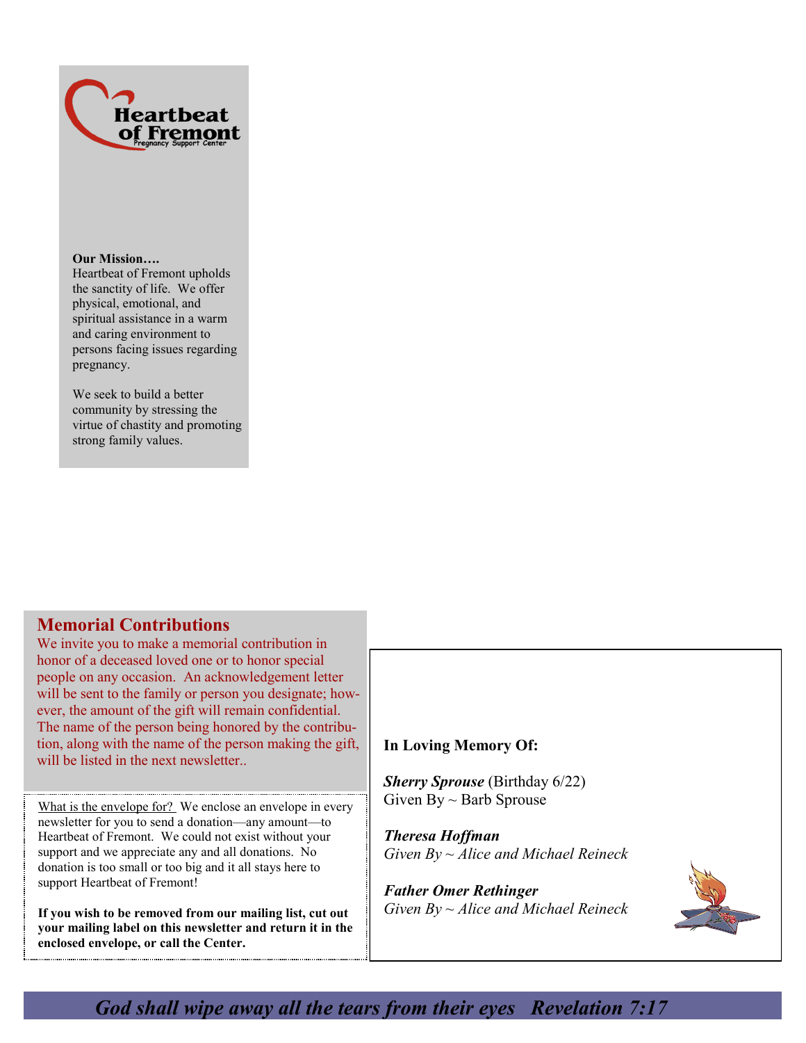Heartbeat of Fremont
Pregnancy Support Center

**Our Mission….**
Heartbeat of Fremont upholds the sanctity of life. We offer physical, emotional, and spiritual assistance in a warm and caring environment to persons facing issues regarding pregnancy.

We seek to build a better community by stressing the virtue of chastity and promoting strong family values.

## Memorial Contributions

We invite you to make a memorial contribution in honor of a deceased loved one or to honor special people on any occasion. An acknowledgement letter will be sent to the family or person you designate; however, the amount of the gift will remain confidential. The name of the person being honored by the contribution, along with the name of the person making the gift, will be listed in the next newsletter..

What is the envelope for? We enclose an envelope in every newsletter for you to send a donation—any amount—to Heartbeat of Fremont. We could not exist without your support and we appreciate any and all donations. No donation is too small or too big and it all stays here to support Heartbeat of Fremont!

**If you wish to be removed from our mailing list, cut out your mailing label on this newsletter and return it in the enclosed envelope, or call the Center.**

**In Loving Memory Of:**

***Sherry Sprouse*** (Birthday 6/22)
Given By ~ Barb Sprouse

***Theresa Hoffman***
*Given By ~ Alice and Michael Reineck*

***Father Omer Rethinger***
*Given By ~ Alice and Michael Reineck*

*God shall wipe away all the tears from their eyes Revelation 7:17*